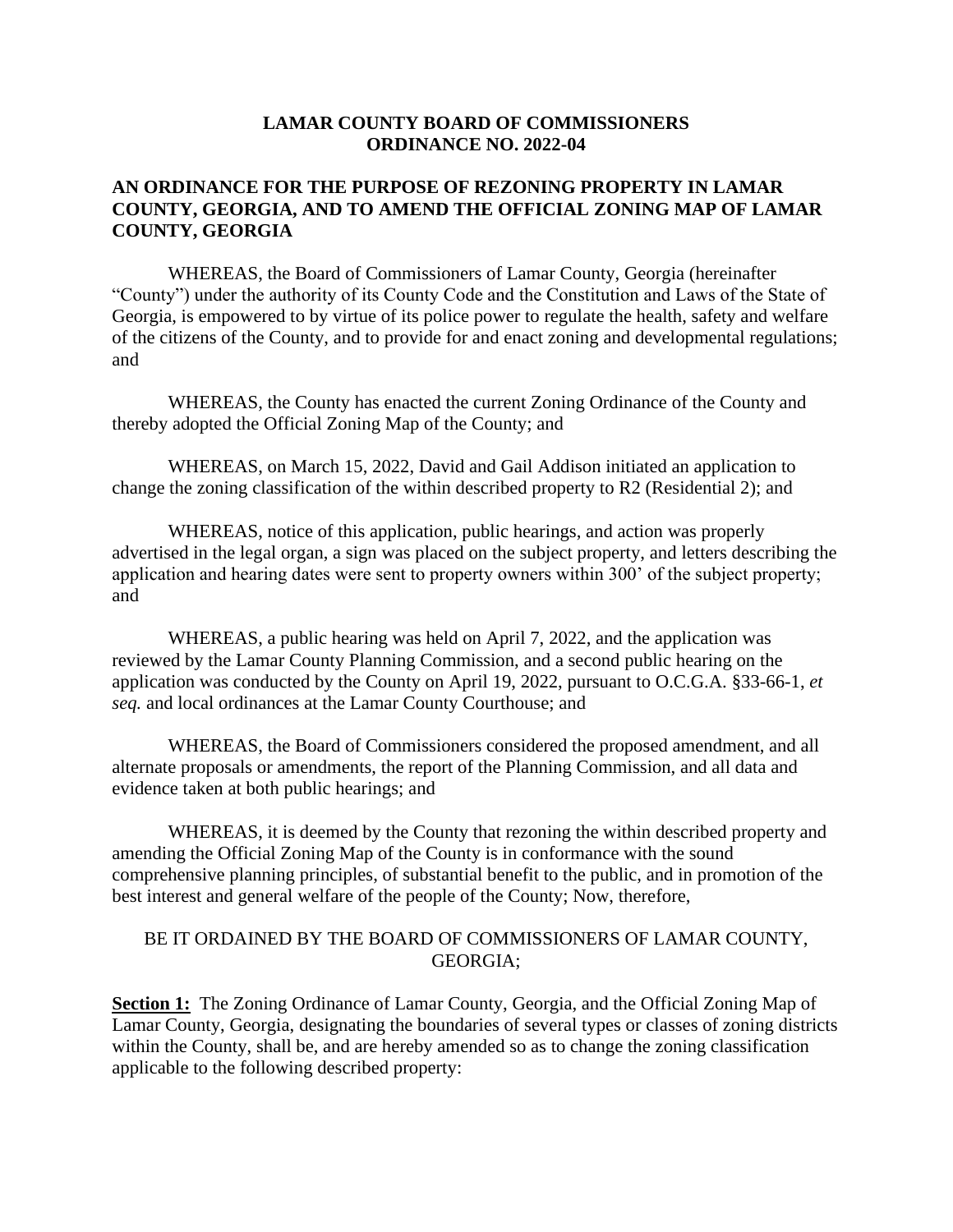**LAMAR COUNTY BOARD OF COMMISSIONERS**
**ORDINANCE NO. 2022-04**

**AN ORDINANCE FOR THE PURPOSE OF REZONING PROPERTY IN LAMAR COUNTY, GEORGIA, AND TO AMEND THE OFFICIAL ZONING MAP OF LAMAR COUNTY, GEORGIA**

WHEREAS, the Board of Commissioners of Lamar County, Georgia (hereinafter "County") under the authority of its County Code and the Constitution and Laws of the State of Georgia, is empowered to by virtue of its police power to regulate the health, safety and welfare of the citizens of the County, and to provide for and enact zoning and developmental regulations; and

WHEREAS, the County has enacted the current Zoning Ordinance of the County and thereby adopted the Official Zoning Map of the County; and

WHEREAS, on March 15, 2022, David and Gail Addison initiated an application to change the zoning classification of the within described property to R2 (Residential 2); and

WHEREAS, notice of this application, public hearings, and action was properly advertised in the legal organ, a sign was placed on the subject property, and letters describing the application and hearing dates were sent to property owners within 300' of the subject property; and

WHEREAS, a public hearing was held on April 7, 2022, and the application was reviewed by the Lamar County Planning Commission, and a second public hearing on the application was conducted by the County on April 19, 2022, pursuant to O.C.G.A. §33-66-1, *et seq.* and local ordinances at the Lamar County Courthouse; and

WHEREAS, the Board of Commissioners considered the proposed amendment, and all alternate proposals or amendments, the report of the Planning Commission, and all data and evidence taken at both public hearings; and

WHEREAS, it is deemed by the County that rezoning the within described property and amending the Official Zoning Map of the County is in conformance with the sound comprehensive planning principles, of substantial benefit to the public, and in promotion of the best interest and general welfare of the people of the County; Now, therefore,

BE IT ORDAINED BY THE BOARD OF COMMISSIONERS OF LAMAR COUNTY, GEORGIA;

**Section 1:** The Zoning Ordinance of Lamar County, Georgia, and the Official Zoning Map of Lamar County, Georgia, designating the boundaries of several types or classes of zoning districts within the County, shall be, and are hereby amended so as to change the zoning classification applicable to the following described property: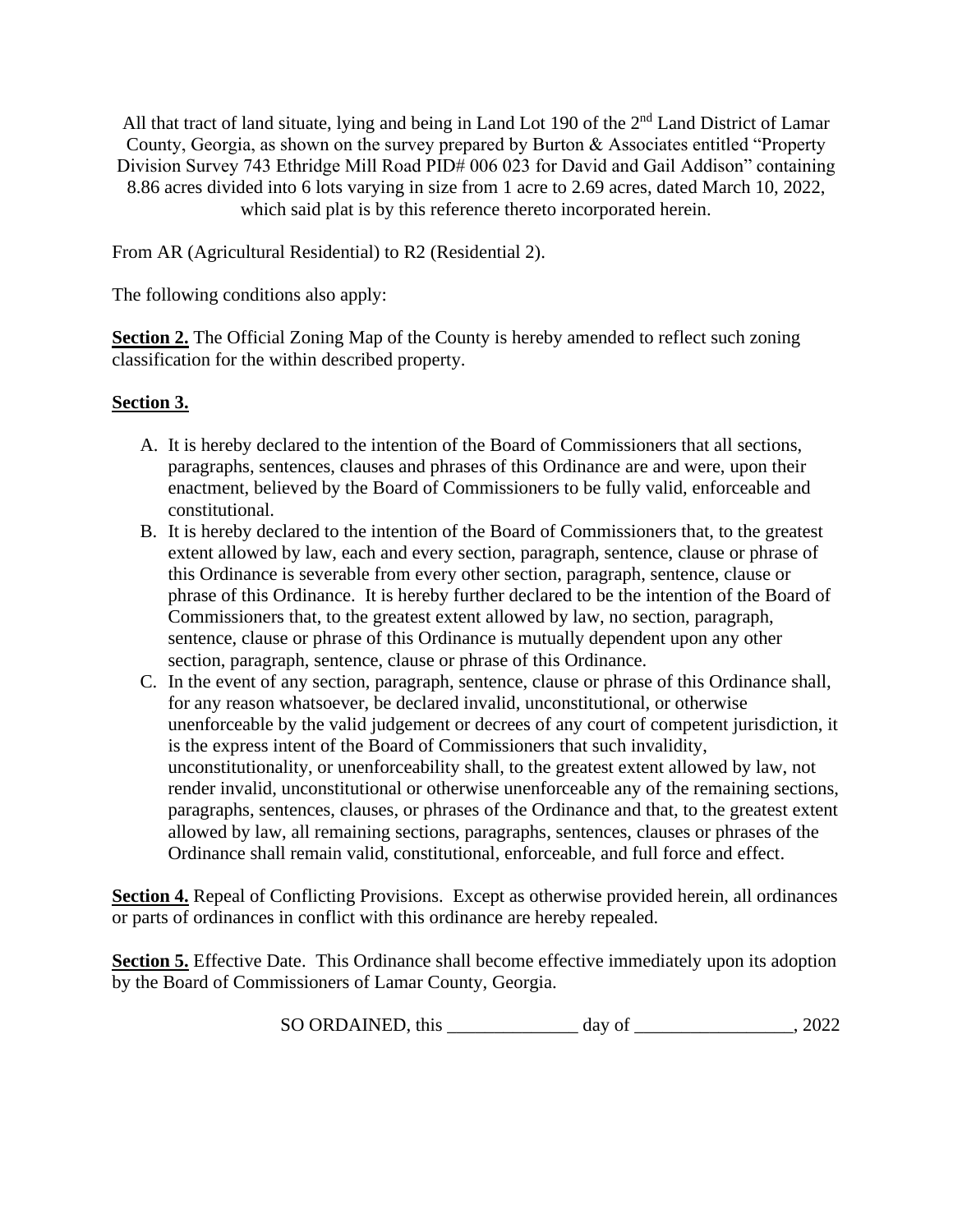All that tract of land situate, lying and being in Land Lot 190 of the 2nd Land District of Lamar County, Georgia, as shown on the survey prepared by Burton & Associates entitled "Property Division Survey 743 Ethridge Mill Road PID# 006 023 for David and Gail Addison" containing 8.86 acres divided into 6 lots varying in size from 1 acre to 2.69 acres, dated March 10, 2022, which said plat is by this reference thereto incorporated herein.

From AR (Agricultural Residential) to R2 (Residential 2).

The following conditions also apply:

**Section 2.** The Official Zoning Map of the County is hereby amended to reflect such zoning classification for the within described property.

**Section 3.**

A. It is hereby declared to the intention of the Board of Commissioners that all sections, paragraphs, sentences, clauses and phrases of this Ordinance are and were, upon their enactment, believed by the Board of Commissioners to be fully valid, enforceable and constitutional.
B. It is hereby declared to the intention of the Board of Commissioners that, to the greatest extent allowed by law, each and every section, paragraph, sentence, clause or phrase of this Ordinance is severable from every other section, paragraph, sentence, clause or phrase of this Ordinance. It is hereby further declared to be the intention of the Board of Commissioners that, to the greatest extent allowed by law, no section, paragraph, sentence, clause or phrase of this Ordinance is mutually dependent upon any other section, paragraph, sentence, clause or phrase of this Ordinance.
C. In the event of any section, paragraph, sentence, clause or phrase of this Ordinance shall, for any reason whatsoever, be declared invalid, unconstitutional, or otherwise unenforceable by the valid judgement or decrees of any court of competent jurisdiction, it is the express intent of the Board of Commissioners that such invalidity, unconstitutionality, or unenforceability shall, to the greatest extent allowed by law, not render invalid, unconstitutional or otherwise unenforceable any of the remaining sections, paragraphs, sentences, clauses, or phrases of the Ordinance and that, to the greatest extent allowed by law, all remaining sections, paragraphs, sentences, clauses or phrases of the Ordinance shall remain valid, constitutional, enforceable, and full force and effect.

**Section 4.** Repeal of Conflicting Provisions. Except as otherwise provided herein, all ordinances or parts of ordinances in conflict with this ordinance are hereby repealed.

**Section 5.** Effective Date. This Ordinance shall become effective immediately upon its adoption by the Board of Commissioners of Lamar County, Georgia.

SO ORDAINED, this ______________ day of _________________, 2022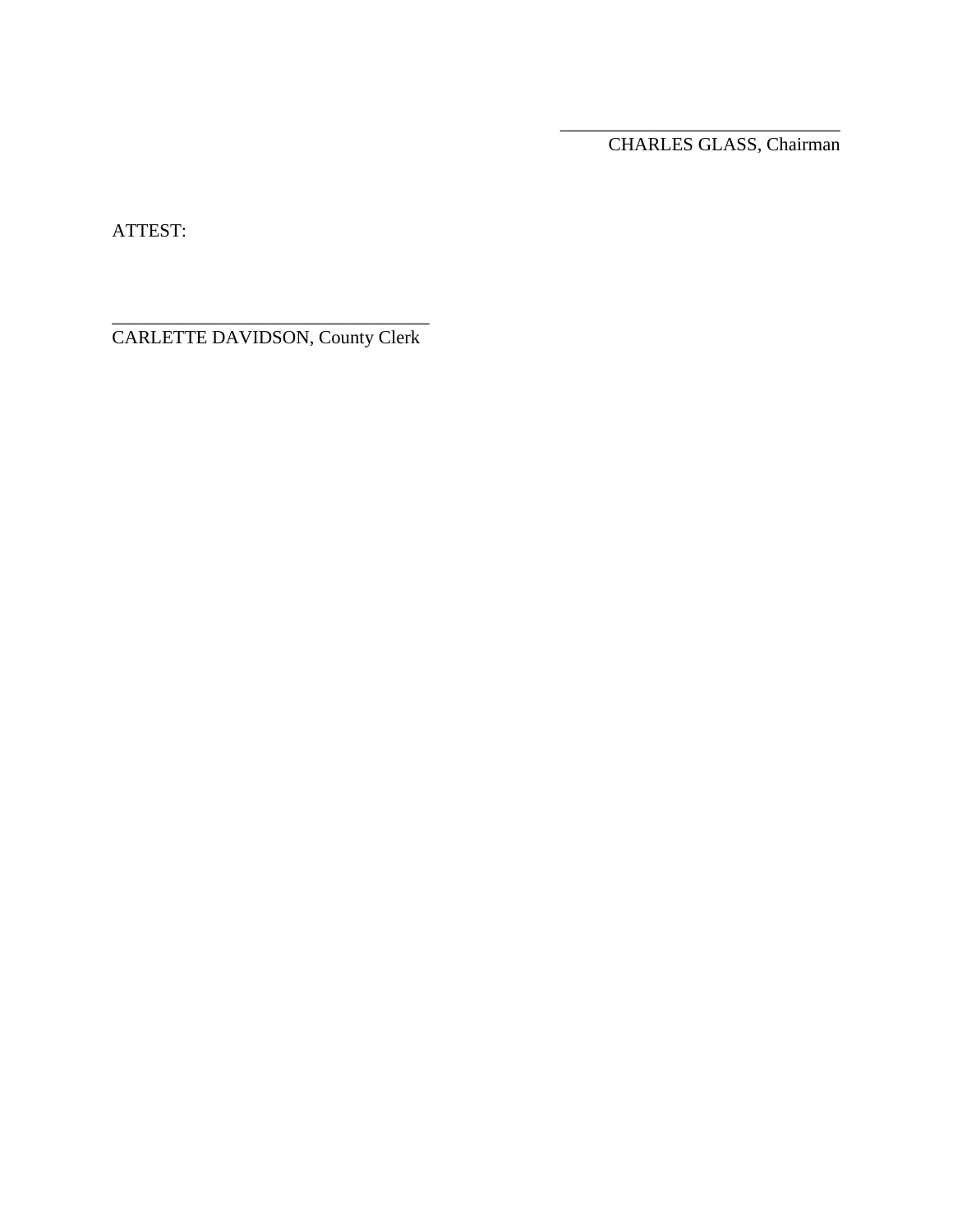\_\_\_\_\_\_\_\_\_\_\_\_\_\_\_\_\_\_\_\_\_\_\_\_\_\_\_\_\_\_\_\_
CHARLES GLASS, Chairman

ATTEST:

\_\_\_\_\_\_\_\_\_\_\_\_\_\_\_\_\_\_\_\_\_\_\_\_\_\_\_\_\_\_\_\_\_\_\_\_
CARLETTE DAVIDSON, County Clerk